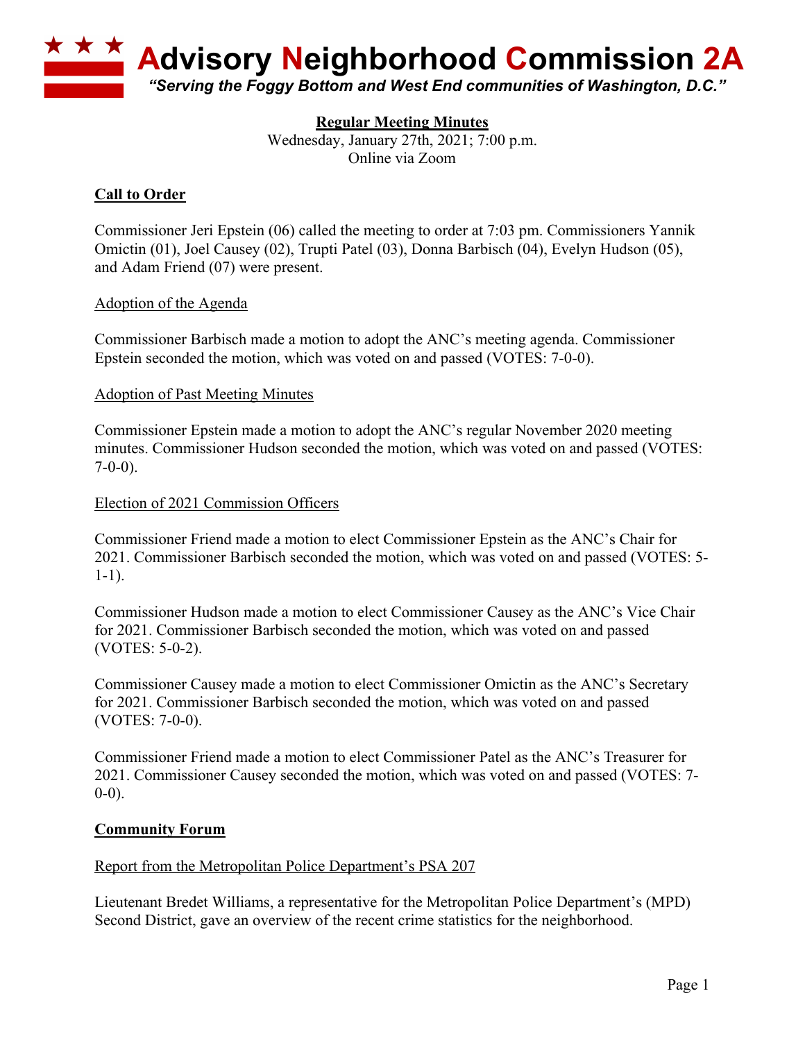# Advisory Neighborhood Commission 2A

*"Serving the Foggy Bottom and West End communities of Washington, D.C."*

**Regular Meeting Minutes**
Wednesday, January 27th, 2021; 7:00 p.m.
Online via Zoom

## Call to Order

Commissioner Jeri Epstein (06) called the meeting to order at 7:03 pm. Commissioners Yannik Omictin (01), Joel Causey (02), Trupti Patel (03), Donna Barbisch (04), Evelyn Hudson (05), and Adam Friend (07) were present.

### Adoption of the Agenda

Commissioner Barbisch made a motion to adopt the ANC's meeting agenda. Commissioner Epstein seconded the motion, which was voted on and passed (VOTES: 7-0-0).

### Adoption of Past Meeting Minutes

Commissioner Epstein made a motion to adopt the ANC's regular November 2020 meeting minutes. Commissioner Hudson seconded the motion, which was voted on and passed (VOTES: 7-0-0).

### Election of 2021 Commission Officers

Commissioner Friend made a motion to elect Commissioner Epstein as the ANC's Chair for 2021. Commissioner Barbisch seconded the motion, which was voted on and passed (VOTES: 5-1-1).

Commissioner Hudson made a motion to elect Commissioner Causey as the ANC's Vice Chair for 2021. Commissioner Barbisch seconded the motion, which was voted on and passed (VOTES: 5-0-2).

Commissioner Causey made a motion to elect Commissioner Omictin as the ANC's Secretary for 2021. Commissioner Barbisch seconded the motion, which was voted on and passed (VOTES: 7-0-0).

Commissioner Friend made a motion to elect Commissioner Patel as the ANC's Treasurer for 2021. Commissioner Causey seconded the motion, which was voted on and passed (VOTES: 7-0-0).

## Community Forum

### Report from the Metropolitan Police Department's PSA 207

Lieutenant Bredet Williams, a representative for the Metropolitan Police Department's (MPD) Second District, gave an overview of the recent crime statistics for the neighborhood.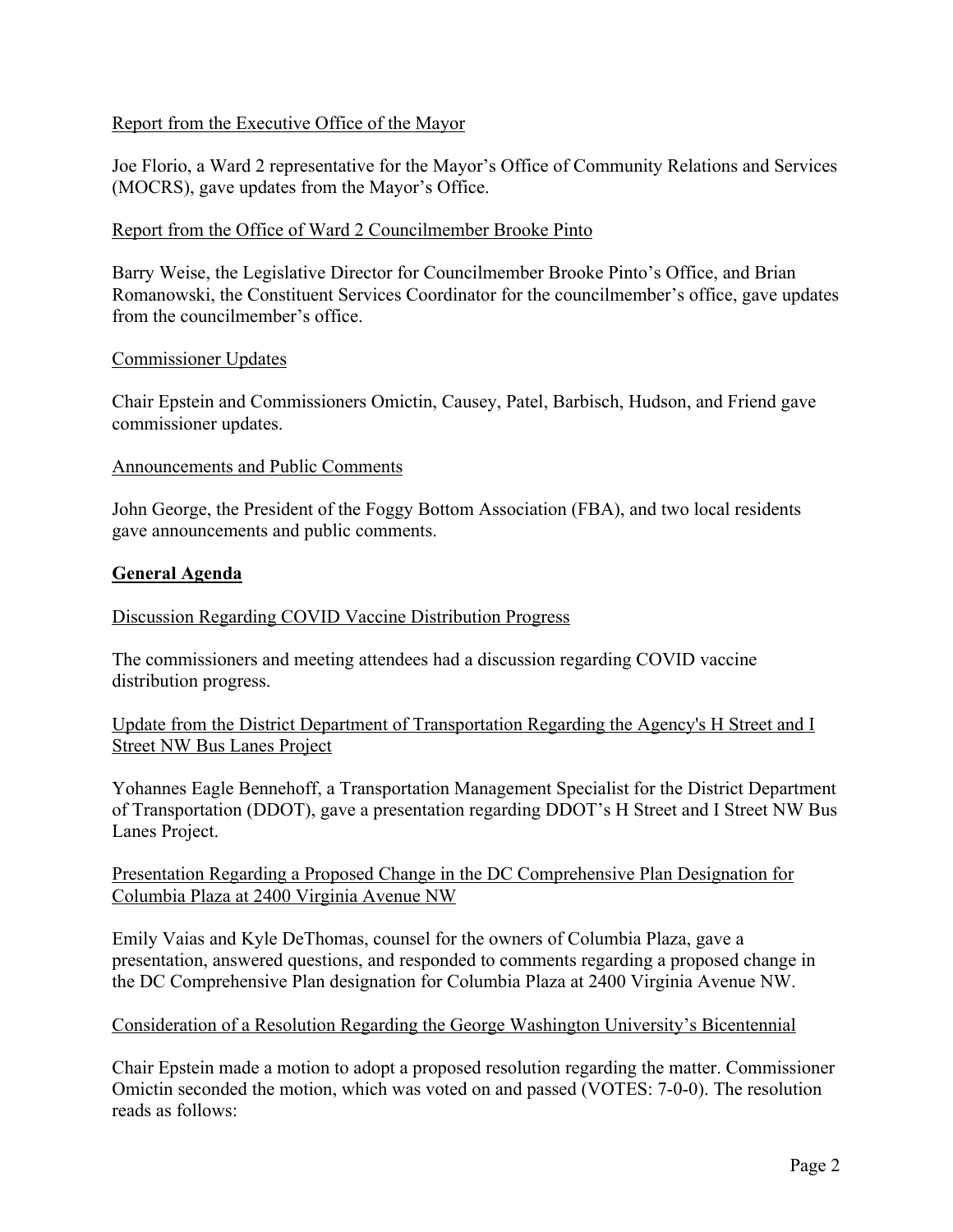Report from the Executive Office of the Mayor

Joe Florio, a Ward 2 representative for the Mayor's Office of Community Relations and Services (MOCRS), gave updates from the Mayor's Office.

Report from the Office of Ward 2 Councilmember Brooke Pinto

Barry Weise, the Legislative Director for Councilmember Brooke Pinto's Office, and Brian Romanowski, the Constituent Services Coordinator for the councilmember's office, gave updates from the councilmember's office.

Commissioner Updates

Chair Epstein and Commissioners Omictin, Causey, Patel, Barbisch, Hudson, and Friend gave commissioner updates.

Announcements and Public Comments

John George, the President of the Foggy Bottom Association (FBA), and two local residents gave announcements and public comments.

**General Agenda**

Discussion Regarding COVID Vaccine Distribution Progress

The commissioners and meeting attendees had a discussion regarding COVID vaccine distribution progress.

Update from the District Department of Transportation Regarding the Agency's H Street and I Street NW Bus Lanes Project

Yohannes Eagle Bennehoff, a Transportation Management Specialist for the District Department of Transportation (DDOT), gave a presentation regarding DDOT's H Street and I Street NW Bus Lanes Project.

Presentation Regarding a Proposed Change in the DC Comprehensive Plan Designation for Columbia Plaza at 2400 Virginia Avenue NW

Emily Vaias and Kyle DeThomas, counsel for the owners of Columbia Plaza, gave a presentation, answered questions, and responded to comments regarding a proposed change in the DC Comprehensive Plan designation for Columbia Plaza at 2400 Virginia Avenue NW.

Consideration of a Resolution Regarding the George Washington University's Bicentennial

Chair Epstein made a motion to adopt a proposed resolution regarding the matter. Commissioner Omictin seconded the motion, which was voted on and passed (VOTES: 7-0-0). The resolution reads as follows: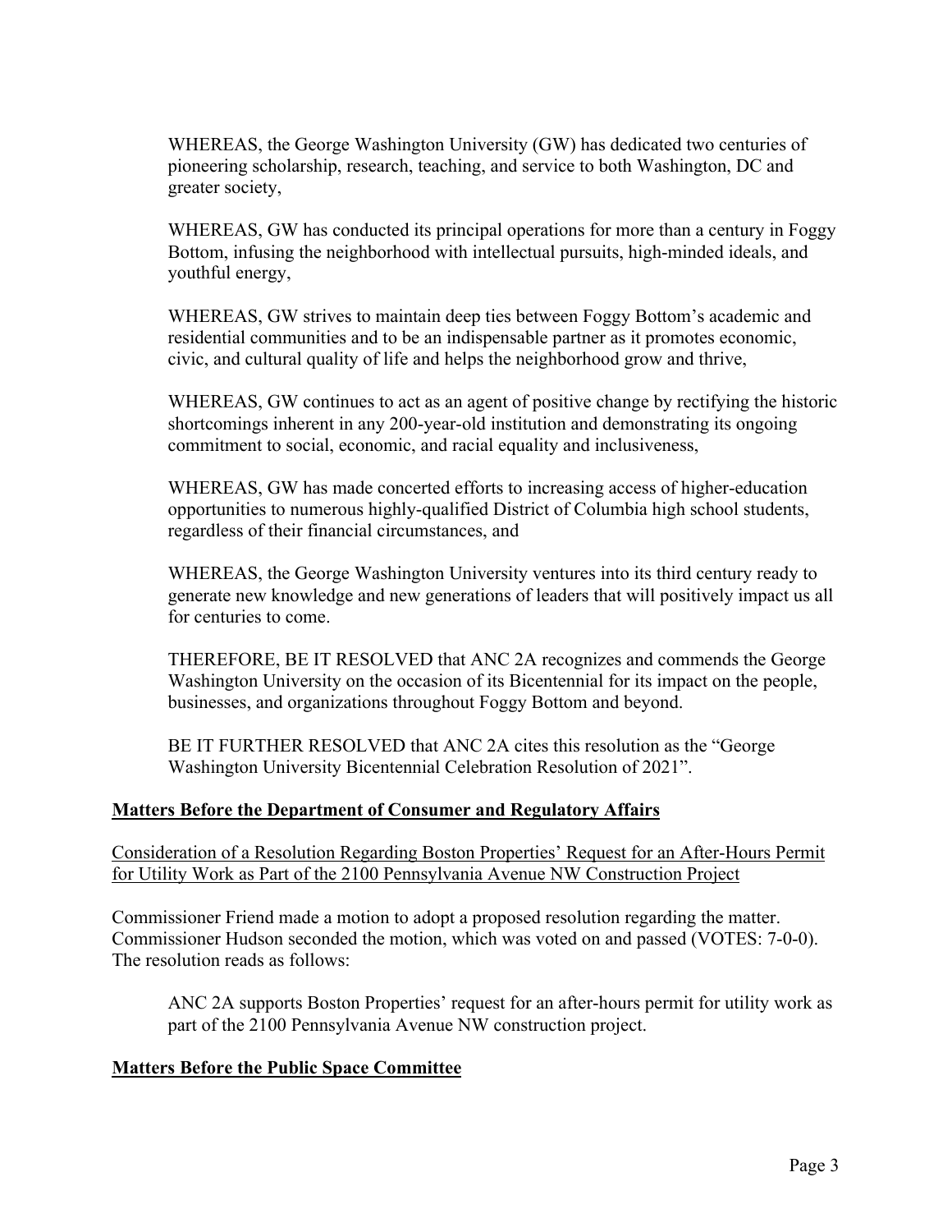WHEREAS, the George Washington University (GW) has dedicated two centuries of pioneering scholarship, research, teaching, and service to both Washington, DC and greater society,

WHEREAS, GW has conducted its principal operations for more than a century in Foggy Bottom, infusing the neighborhood with intellectual pursuits, high-minded ideals, and youthful energy,

WHEREAS, GW strives to maintain deep ties between Foggy Bottom's academic and residential communities and to be an indispensable partner as it promotes economic, civic, and cultural quality of life and helps the neighborhood grow and thrive,

WHEREAS, GW continues to act as an agent of positive change by rectifying the historic shortcomings inherent in any 200-year-old institution and demonstrating its ongoing commitment to social, economic, and racial equality and inclusiveness,

WHEREAS, GW has made concerted efforts to increasing access of higher-education opportunities to numerous highly-qualified District of Columbia high school students, regardless of their financial circumstances, and

WHEREAS, the George Washington University ventures into its third century ready to generate new knowledge and new generations of leaders that will positively impact us all for centuries to come.

THEREFORE, BE IT RESOLVED that ANC 2A recognizes and commends the George Washington University on the occasion of its Bicentennial for its impact on the people, businesses, and organizations throughout Foggy Bottom and beyond.

BE IT FURTHER RESOLVED that ANC 2A cites this resolution as the "George Washington University Bicentennial Celebration Resolution of 2021".

## Matters Before the Department of Consumer and Regulatory Affairs

### Consideration of a Resolution Regarding Boston Properties' Request for an After-Hours Permit for Utility Work as Part of the 2100 Pennsylvania Avenue NW Construction Project

Commissioner Friend made a motion to adopt a proposed resolution regarding the matter. Commissioner Hudson seconded the motion, which was voted on and passed (VOTES: 7-0-0). The resolution reads as follows:

ANC 2A supports Boston Properties' request for an after-hours permit for utility work as part of the 2100 Pennsylvania Avenue NW construction project.

## Matters Before the Public Space Committee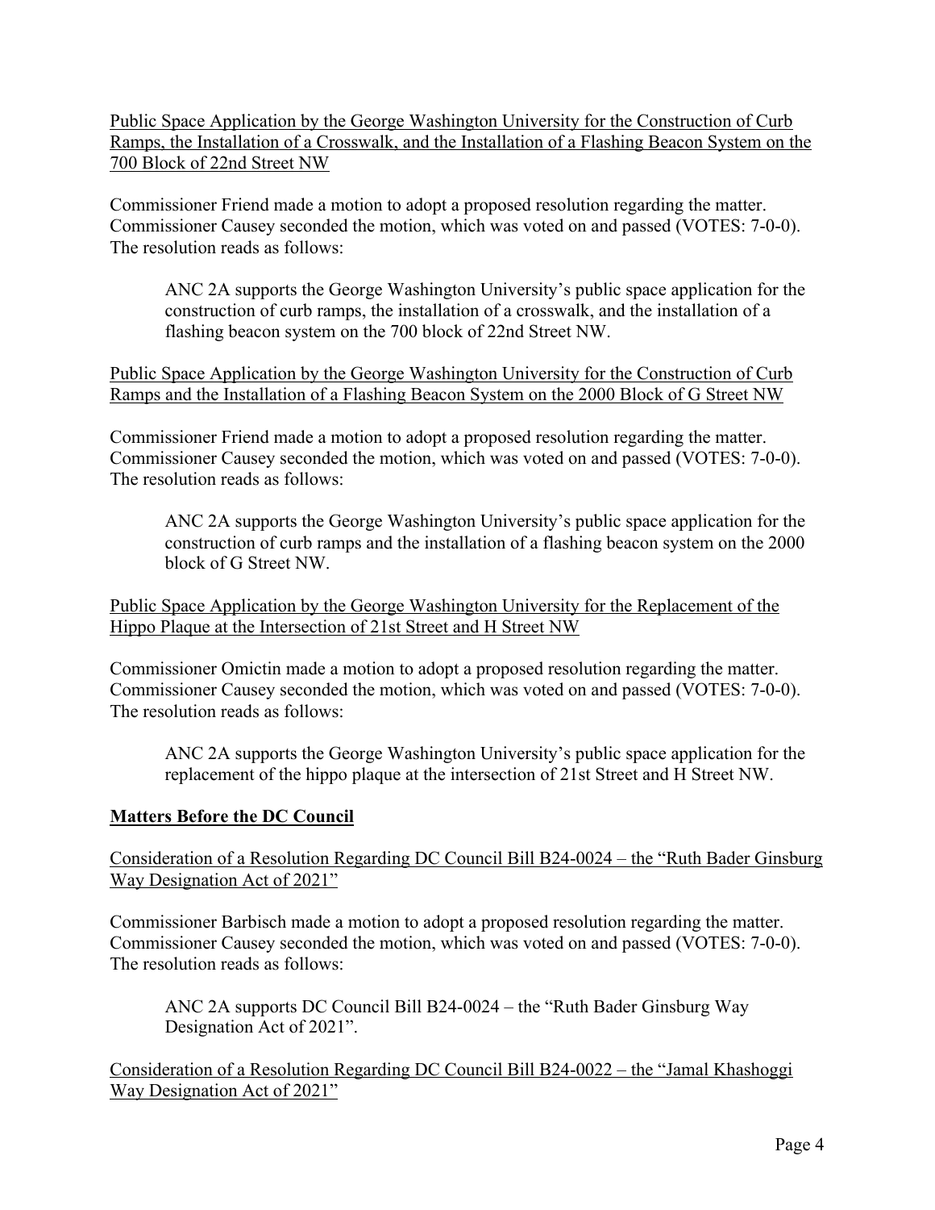<u>Public Space Application by the George Washington University for the Construction of Curb Ramps, the Installation of a Crosswalk, and the Installation of a Flashing Beacon System on the 700 Block of 22nd Street NW</u>

Commissioner Friend made a motion to adopt a proposed resolution regarding the matter. Commissioner Causey seconded the motion, which was voted on and passed (VOTES: 7-0-0). The resolution reads as follows:

> ANC 2A supports the George Washington University's public space application for the construction of curb ramps, the installation of a crosswalk, and the installation of a flashing beacon system on the 700 block of 22nd Street NW.

<u>Public Space Application by the George Washington University for the Construction of Curb Ramps and the Installation of a Flashing Beacon System on the 2000 Block of G Street NW</u>

Commissioner Friend made a motion to adopt a proposed resolution regarding the matter. Commissioner Causey seconded the motion, which was voted on and passed (VOTES: 7-0-0). The resolution reads as follows:

> ANC 2A supports the George Washington University's public space application for the construction of curb ramps and the installation of a flashing beacon system on the 2000 block of G Street NW.

<u>Public Space Application by the George Washington University for the Replacement of the Hippo Plaque at the Intersection of 21st Street and H Street NW</u>

Commissioner Omictin made a motion to adopt a proposed resolution regarding the matter. Commissioner Causey seconded the motion, which was voted on and passed (VOTES: 7-0-0). The resolution reads as follows:

> ANC 2A supports the George Washington University's public space application for the replacement of the hippo plaque at the intersection of 21st Street and H Street NW.

## <u>Matters Before the DC Council</u>

<u>Consideration of a Resolution Regarding DC Council Bill B24-0024 – the "Ruth Bader Ginsburg Way Designation Act of 2021"</u>

Commissioner Barbisch made a motion to adopt a proposed resolution regarding the matter. Commissioner Causey seconded the motion, which was voted on and passed (VOTES: 7-0-0). The resolution reads as follows:

> ANC 2A supports DC Council Bill B24-0024 – the "Ruth Bader Ginsburg Way Designation Act of 2021".

<u>Consideration of a Resolution Regarding DC Council Bill B24-0022 – the "Jamal Khashoggi Way Designation Act of 2021"</u>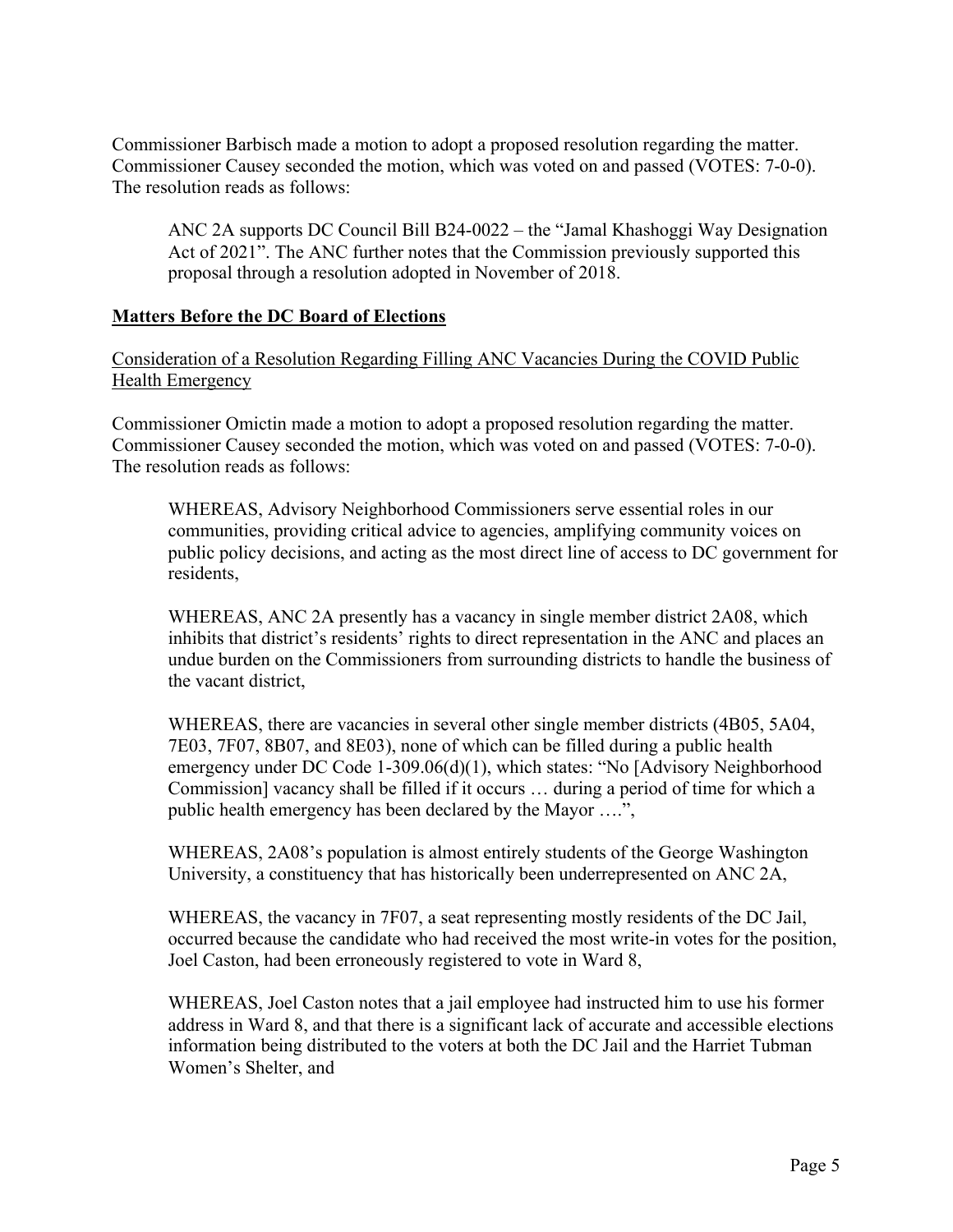Commissioner Barbisch made a motion to adopt a proposed resolution regarding the matter. Commissioner Causey seconded the motion, which was voted on and passed (VOTES: 7-0-0). The resolution reads as follows:

> ANC 2A supports DC Council Bill B24-0022 – the "Jamal Khashoggi Way Designation Act of 2021". The ANC further notes that the Commission previously supported this proposal through a resolution adopted in November of 2018.

## **Matters Before the DC Board of Elections**

### Consideration of a Resolution Regarding Filling ANC Vacancies During the COVID Public Health Emergency

Commissioner Omictin made a motion to adopt a proposed resolution regarding the matter. Commissioner Causey seconded the motion, which was voted on and passed (VOTES: 7-0-0). The resolution reads as follows:

> WHEREAS, Advisory Neighborhood Commissioners serve essential roles in our communities, providing critical advice to agencies, amplifying community voices on public policy decisions, and acting as the most direct line of access to DC government for residents,
>
> WHEREAS, ANC 2A presently has a vacancy in single member district 2A08, which inhibits that district's residents' rights to direct representation in the ANC and places an undue burden on the Commissioners from surrounding districts to handle the business of the vacant district,
>
> WHEREAS, there are vacancies in several other single member districts (4B05, 5A04, 7E03, 7F07, 8B07, and 8E03), none of which can be filled during a public health emergency under DC Code 1-309.06(d)(1), which states: "No [Advisory Neighborhood Commission] vacancy shall be filled if it occurs … during a period of time for which a public health emergency has been declared by the Mayor ….",
>
> WHEREAS, 2A08's population is almost entirely students of the George Washington University, a constituency that has historically been underrepresented on ANC 2A,
>
> WHEREAS, the vacancy in 7F07, a seat representing mostly residents of the DC Jail, occurred because the candidate who had received the most write-in votes for the position, Joel Caston, had been erroneously registered to vote in Ward 8,
>
> WHEREAS, Joel Caston notes that a jail employee had instructed him to use his former address in Ward 8, and that there is a significant lack of accurate and accessible elections information being distributed to the voters at both the DC Jail and the Harriet Tubman Women's Shelter, and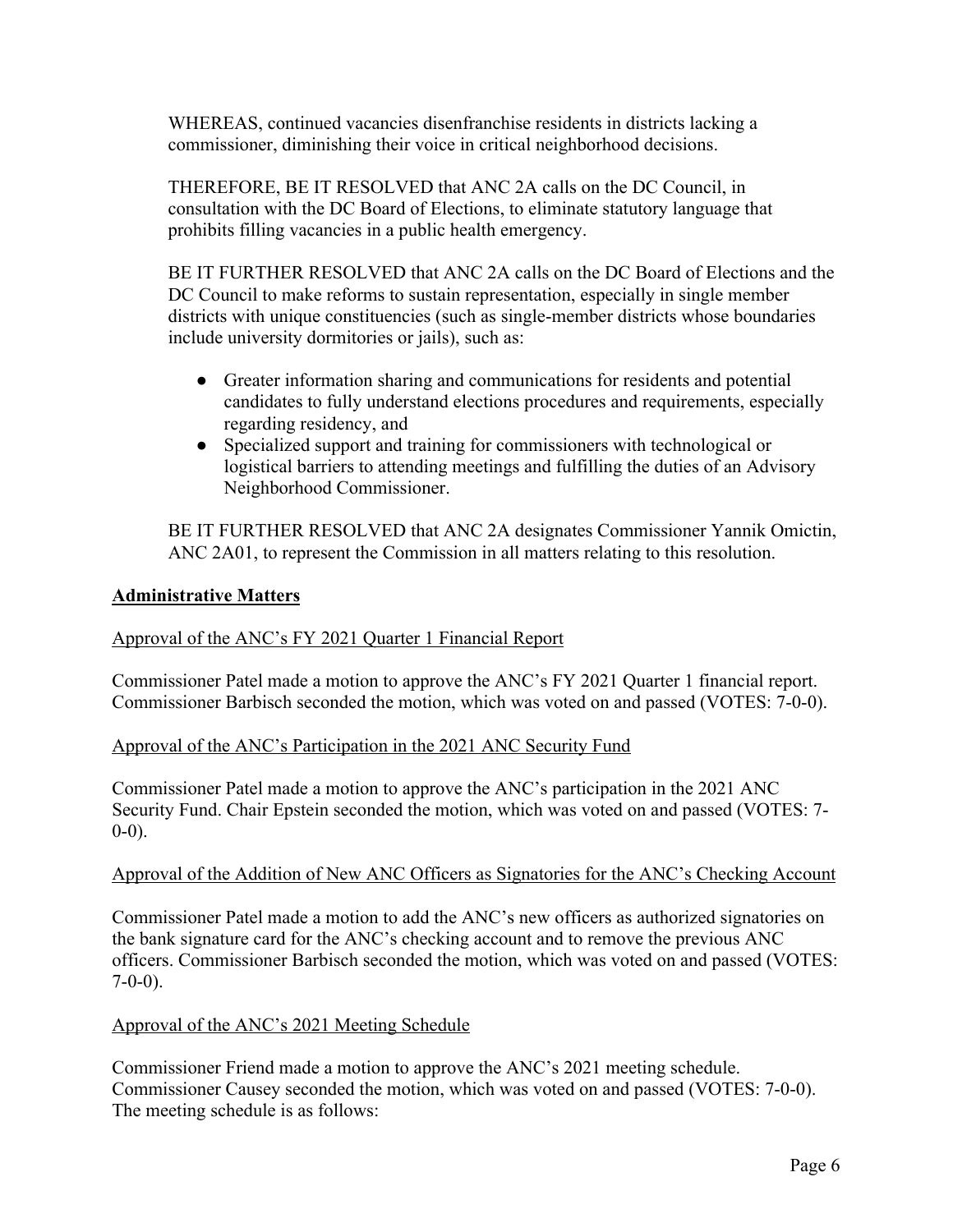WHEREAS, continued vacancies disenfranchise residents in districts lacking a commissioner, diminishing their voice in critical neighborhood decisions.

THEREFORE, BE IT RESOLVED that ANC 2A calls on the DC Council, in consultation with the DC Board of Elections, to eliminate statutory language that prohibits filling vacancies in a public health emergency.

BE IT FURTHER RESOLVED that ANC 2A calls on the DC Board of Elections and the DC Council to make reforms to sustain representation, especially in single member districts with unique constituencies (such as single-member districts whose boundaries include university dormitories or jails), such as:

- Greater information sharing and communications for residents and potential candidates to fully understand elections procedures and requirements, especially regarding residency, and
- Specialized support and training for commissioners with technological or logistical barriers to attending meetings and fulfilling the duties of an Advisory Neighborhood Commissioner.

BE IT FURTHER RESOLVED that ANC 2A designates Commissioner Yannik Omictin, ANC 2A01, to represent the Commission in all matters relating to this resolution.

## Administrative Matters

Approval of the ANC's FY 2021 Quarter 1 Financial Report

Commissioner Patel made a motion to approve the ANC's FY 2021 Quarter 1 financial report. Commissioner Barbisch seconded the motion, which was voted on and passed (VOTES: 7-0-0).

Approval of the ANC's Participation in the 2021 ANC Security Fund

Commissioner Patel made a motion to approve the ANC's participation in the 2021 ANC Security Fund. Chair Epstein seconded the motion, which was voted on and passed (VOTES: 7-0-0).

Approval of the Addition of New ANC Officers as Signatories for the ANC's Checking Account

Commissioner Patel made a motion to add the ANC's new officers as authorized signatories on the bank signature card for the ANC's checking account and to remove the previous ANC officers. Commissioner Barbisch seconded the motion, which was voted on and passed (VOTES: 7-0-0).

Approval of the ANC's 2021 Meeting Schedule

Commissioner Friend made a motion to approve the ANC's 2021 meeting schedule. Commissioner Causey seconded the motion, which was voted on and passed (VOTES: 7-0-0). The meeting schedule is as follows: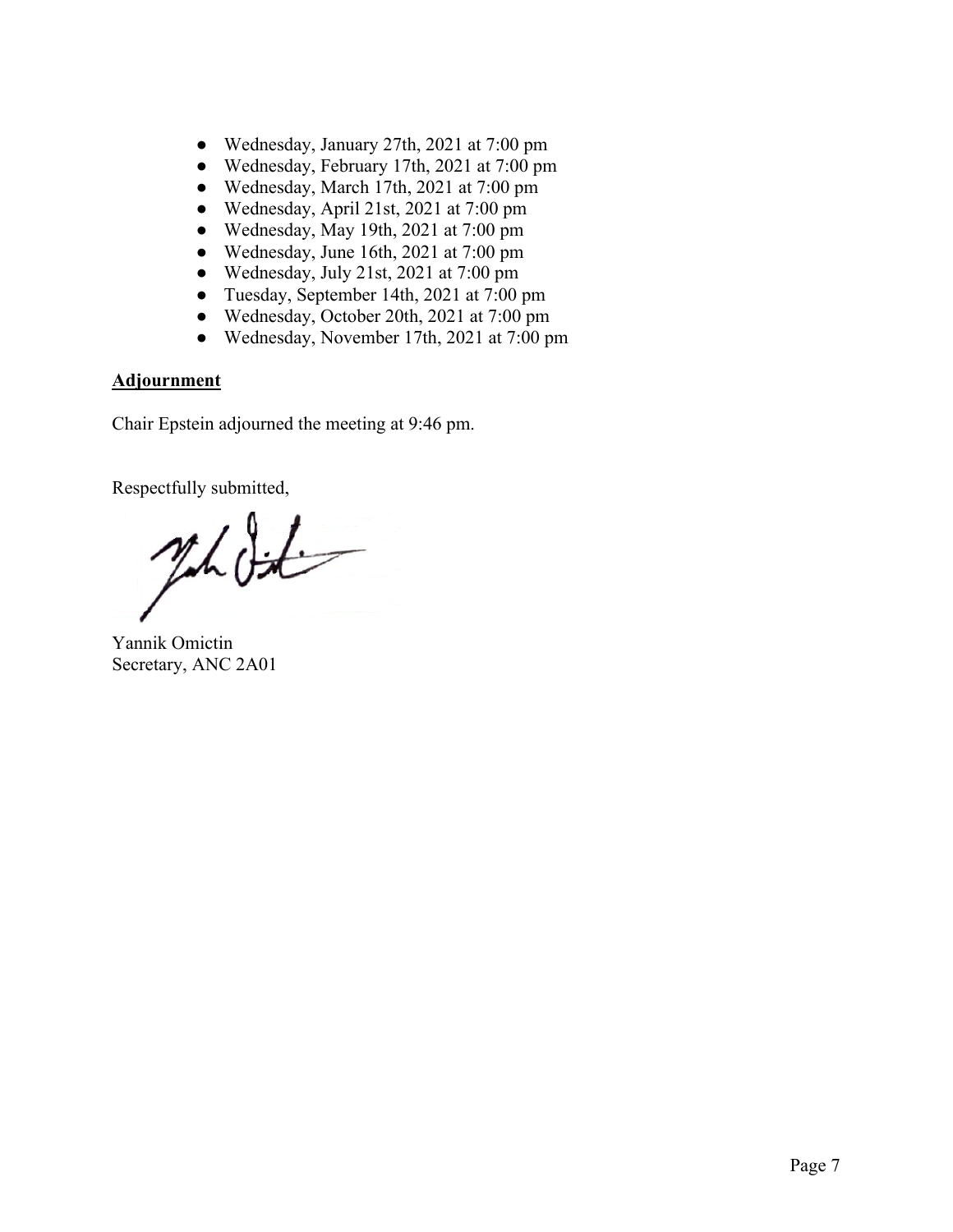- Wednesday, January 27th, 2021 at 7:00 pm
- Wednesday, February 17th, 2021 at 7:00 pm
- Wednesday, March 17th, 2021 at 7:00 pm
- Wednesday, April 21st, 2021 at 7:00 pm
- Wednesday, May 19th, 2021 at 7:00 pm
- Wednesday, June 16th, 2021 at 7:00 pm
- Wednesday, July 21st, 2021 at 7:00 pm
- Tuesday, September 14th, 2021 at 7:00 pm
- Wednesday, October 20th, 2021 at 7:00 pm
- Wednesday, November 17th, 2021 at 7:00 pm

**Adjournment**

Chair Epstein adjourned the meeting at 9:46 pm.

Respectfully submitted,

Yannik Omictin
Secretary, ANC 2A01